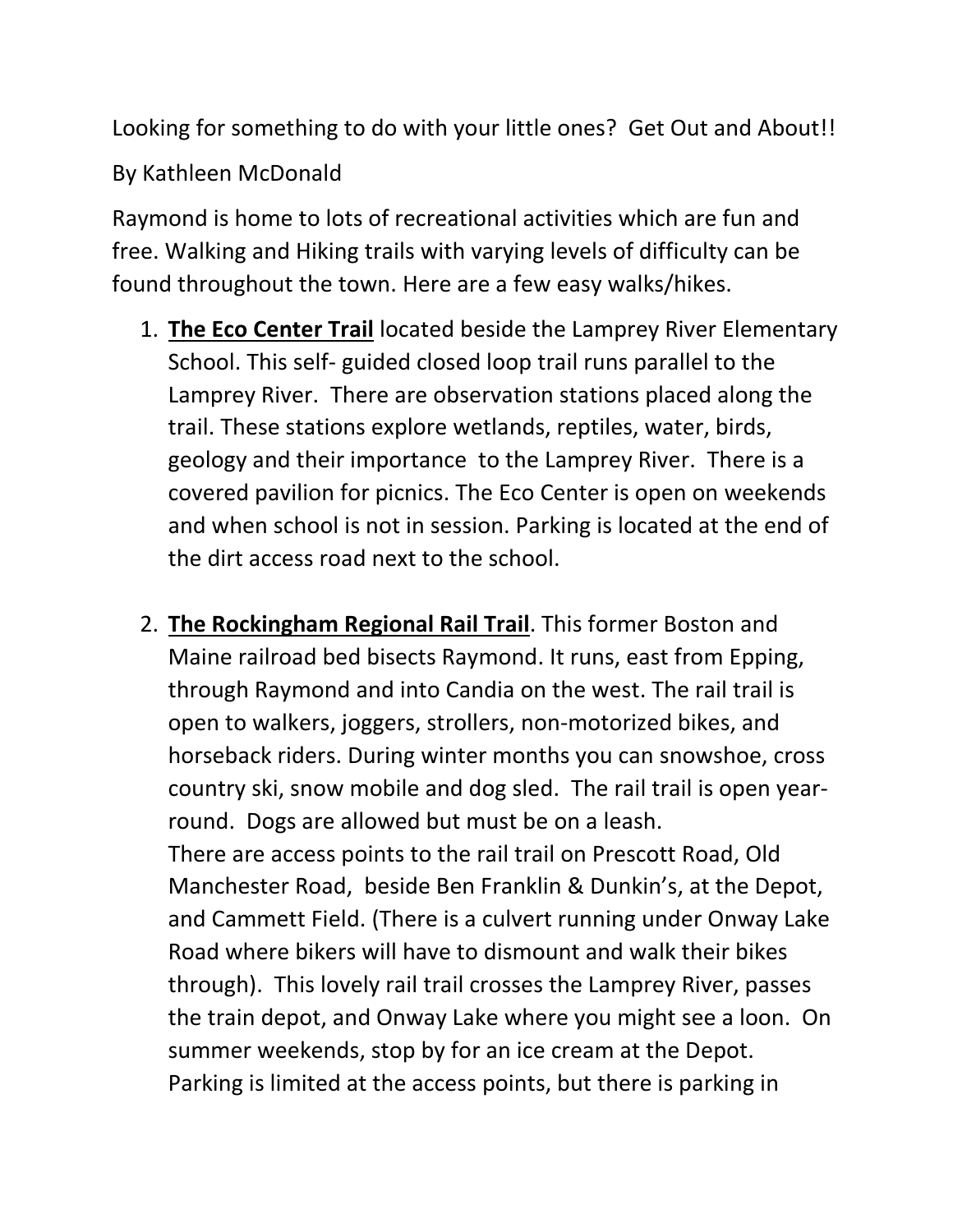Looking for something to do with your little ones? Get Out and About!!

By Kathleen McDonald

Raymond is home to lots of recreational activities which are fun and free. Walking and Hiking trails with varying levels of difficulty can be found throughout the town. Here are a few easy walks/hikes.

1. **<u>The Eco Center Trail</u>** located beside the Lamprey River Elementary School. This self- guided closed loop trail runs parallel to the Lamprey River. There are observation stations placed along the trail. These stations explore wetlands, reptiles, water, birds, geology and their importance to the Lamprey River. There is a covered pavilion for picnics. The Eco Center is open on weekends and when school is not in session. Parking is located at the end of the dirt access road next to the school.

2. **<u>The Rockingham Regional Rail Trail</u>**. This former Boston and Maine railroad bed bisects Raymond. It runs, east from Epping, through Raymond and into Candia on the west. The rail trail is open to walkers, joggers, strollers, non-motorized bikes, and horseback riders. During winter months you can snowshoe, cross country ski, snow mobile and dog sled. The rail trail is open year-round. Dogs are allowed but must be on a leash.
   There are access points to the rail trail on Prescott Road, Old Manchester Road, beside Ben Franklin & Dunkin's, at the Depot, and Cammett Field. (There is a culvert running under Onway Lake Road where bikers will have to dismount and walk their bikes through). This lovely rail trail crosses the Lamprey River, passes the train depot, and Onway Lake where you might see a loon. On summer weekends, stop by for an ice cream at the Depot. Parking is limited at the access points, but there is parking in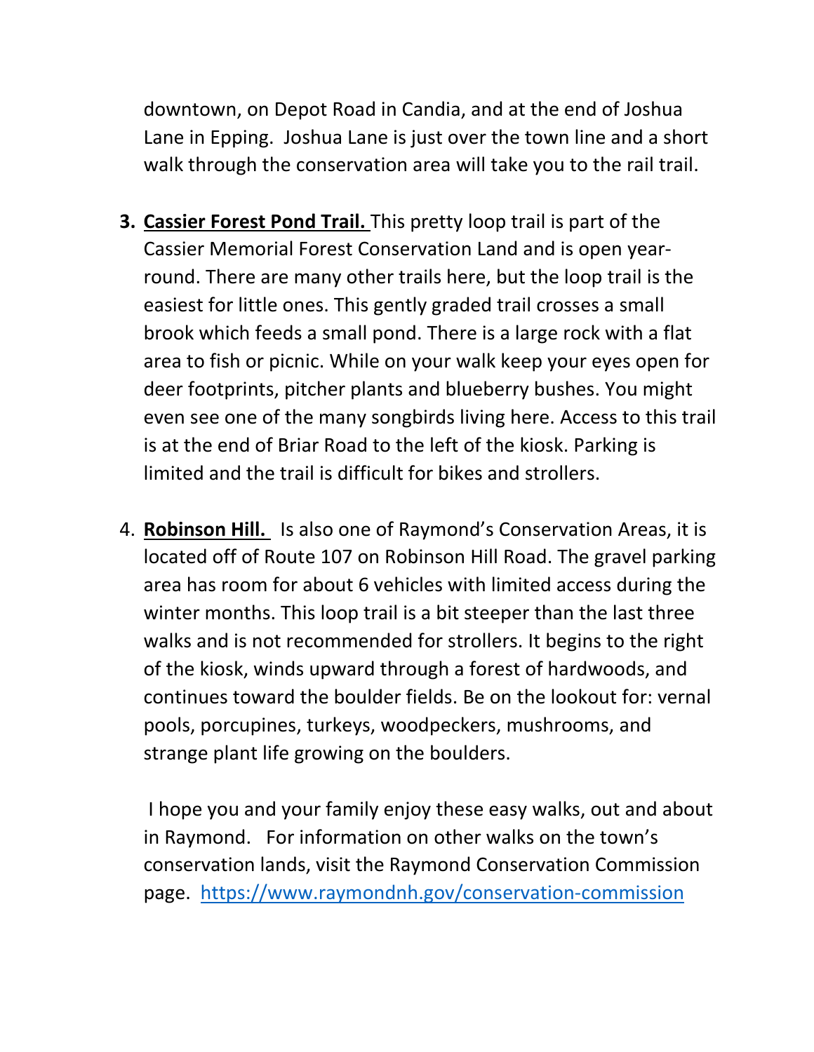downtown, on Depot Road in Candia, and at the end of Joshua Lane in Epping. Joshua Lane is just over the town line and a short walk through the conservation area will take you to the rail trail.

3. **Cassier Forest Pond Trail.** This pretty loop trail is part of the Cassier Memorial Forest Conservation Land and is open year-round. There are many other trails here, but the loop trail is the easiest for little ones. This gently graded trail crosses a small brook which feeds a small pond. There is a large rock with a flat area to fish or picnic. While on your walk keep your eyes open for deer footprints, pitcher plants and blueberry bushes. You might even see one of the many songbirds living here. Access to this trail is at the end of Briar Road to the left of the kiosk. Parking is limited and the trail is difficult for bikes and strollers.

4. **Robinson Hill.** Is also one of Raymond's Conservation Areas, it is located off of Route 107 on Robinson Hill Road. The gravel parking area has room for about 6 vehicles with limited access during the winter months. This loop trail is a bit steeper than the last three walks and is not recommended for strollers. It begins to the right of the kiosk, winds upward through a forest of hardwoods, and continues toward the boulder fields. Be on the lookout for: vernal pools, porcupines, turkeys, woodpeckers, mushrooms, and strange plant life growing on the boulders.

I hope you and your family enjoy these easy walks, out and about in Raymond. For information on other walks on the town's conservation lands, visit the Raymond Conservation Commission page. https://www.raymondnh.gov/conservation-commission